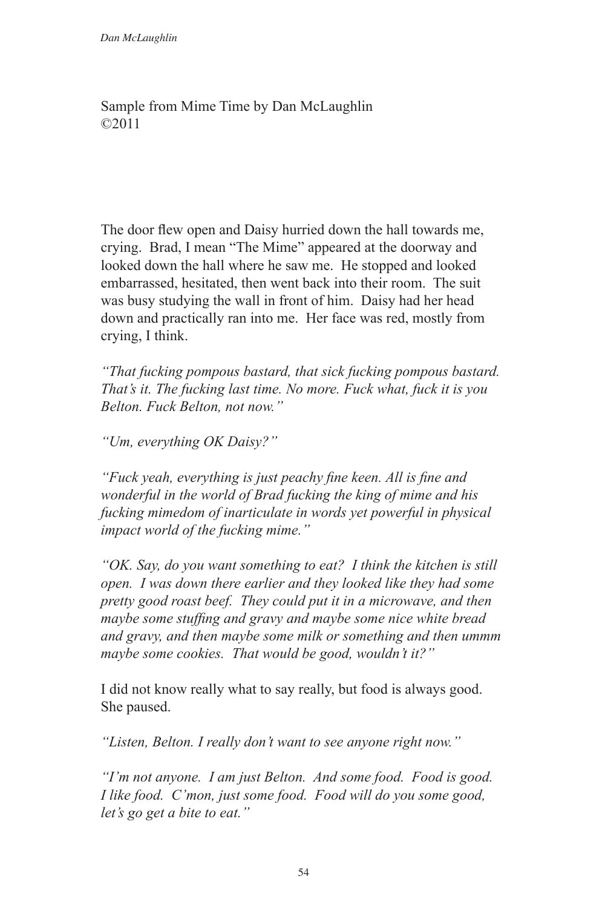Sample from Mime Time by Dan McLaughlin  
©2011

The door flew open and Daisy hurried down the hall towards me, crying. Brad, I mean "The Mime" appeared at the doorway and looked down the hall where he saw me. He stopped and looked embarrassed, hesitated, then went back into their room. The suit was busy studying the wall in front of him. Daisy had her head down and practically ran into me. Her face was red, mostly from crying, I think.

*"That fucking pompous bastard, that sick fucking pompous bastard. That's it. The fucking last time. No more. Fuck what, fuck it is you Belton. Fuck Belton, not now."*

*"Um, everything OK Daisy?"*

*"Fuck yeah, everything is just peachy fine keen. All is fine and wonderful in the world of Brad fucking the king of mime and his fucking mimedom of inarticulate in words yet powerful in physical impact world of the fucking mime."*

*"OK. Say, do you want something to eat? I think the kitchen is still open. I was down there earlier and they looked like they had some pretty good roast beef. They could put it in a microwave, and then maybe some stuffing and gravy and maybe some nice white bread and gravy, and then maybe some milk or something and then ummm maybe some cookies. That would be good, wouldn't it?"*

I did not know really what to say really, but food is always good. She paused.

*"Listen, Belton. I really don't want to see anyone right now."*

*"I'm not anyone. I am just Belton. And some food. Food is good. I like food. C'mon, just some food. Food will do you some good, let's go get a bite to eat."*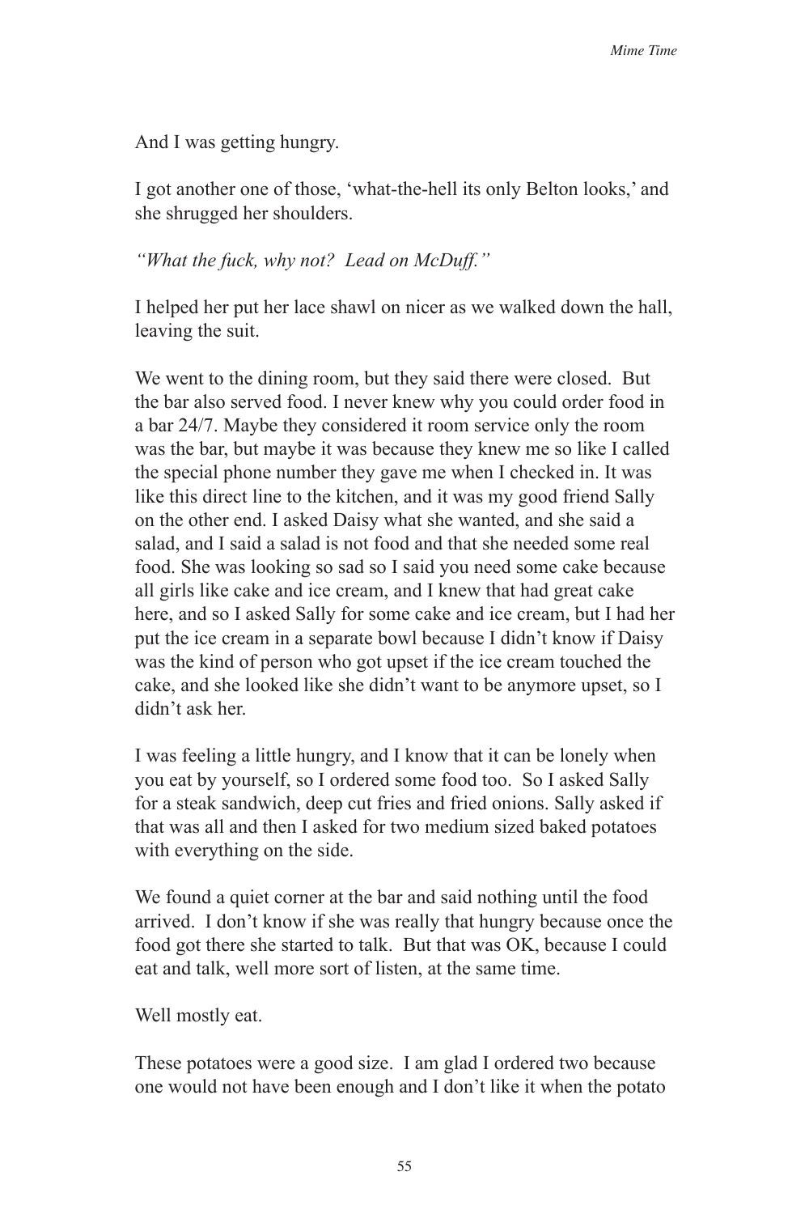And I was getting hungry.

I got another one of those, 'what-the-hell its only Belton looks,' and she shrugged her shoulders.

*"What the fuck, why not? Lead on McDuff."*

I helped her put her lace shawl on nicer as we walked down the hall, leaving the suit.

We went to the dining room, but they said there were closed. But the bar also served food. I never knew why you could order food in a bar 24/7. Maybe they considered it room service only the room was the bar, but maybe it was because they knew me so like I called the special phone number they gave me when I checked in. It was like this direct line to the kitchen, and it was my good friend Sally on the other end. I asked Daisy what she wanted, and she said a salad, and I said a salad is not food and that she needed some real food. She was looking so sad so I said you need some cake because all girls like cake and ice cream, and I knew that had great cake here, and so I asked Sally for some cake and ice cream, but I had her put the ice cream in a separate bowl because I didn't know if Daisy was the kind of person who got upset if the ice cream touched the cake, and she looked like she didn't want to be anymore upset, so I didn't ask her.

I was feeling a little hungry, and I know that it can be lonely when you eat by yourself, so I ordered some food too. So I asked Sally for a steak sandwich, deep cut fries and fried onions. Sally asked if that was all and then I asked for two medium sized baked potatoes with everything on the side.

We found a quiet corner at the bar and said nothing until the food arrived. I don't know if she was really that hungry because once the food got there she started to talk. But that was OK, because I could eat and talk, well more sort of listen, at the same time.

Well mostly eat.

These potatoes were a good size. I am glad I ordered two because one would not have been enough and I don't like it when the potato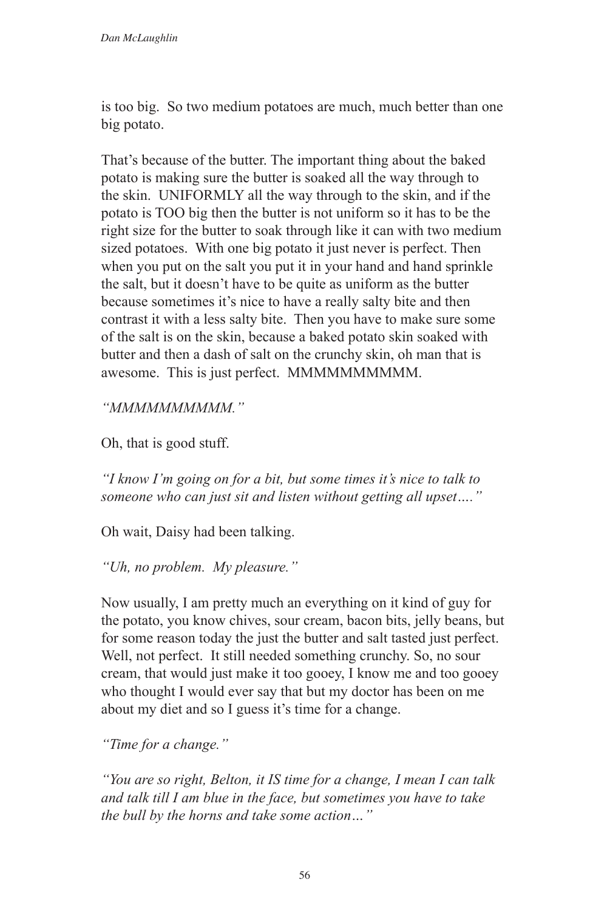is too big. So two medium potatoes are much, much better than one big potato.

That's because of the butter. The important thing about the baked potato is making sure the butter is soaked all the way through to the skin. UNIFORMLY all the way through to the skin, and if the potato is TOO big then the butter is not uniform so it has to be the right size for the butter to soak through like it can with two medium sized potatoes. With one big potato it just never is perfect. Then when you put on the salt you put it in your hand and hand sprinkle the salt, but it doesn't have to be quite as uniform as the butter because sometimes it's nice to have a really salty bite and then contrast it with a less salty bite. Then you have to make sure some of the salt is on the skin, because a baked potato skin soaked with butter and then a dash of salt on the crunchy skin, oh man that is awesome. This is just perfect. MMMMMMMMMM.

*"MMMMMMMMMM."*

Oh, that is good stuff.

*"I know I'm going on for a bit, but some times it's nice to talk to someone who can just sit and listen without getting all upset…."*

Oh wait, Daisy had been talking.

*"Uh, no problem. My pleasure."*

Now usually, I am pretty much an everything on it kind of guy for the potato, you know chives, sour cream, bacon bits, jelly beans, but for some reason today the just the butter and salt tasted just perfect. Well, not perfect. It still needed something crunchy. So, no sour cream, that would just make it too gooey, I know me and too gooey who thought I would ever say that but my doctor has been on me about my diet and so I guess it's time for a change.

*"Time for a change."*

*"You are so right, Belton, it IS time for a change, I mean I can talk and talk till I am blue in the face, but sometimes you have to take the bull by the horns and take some action…"*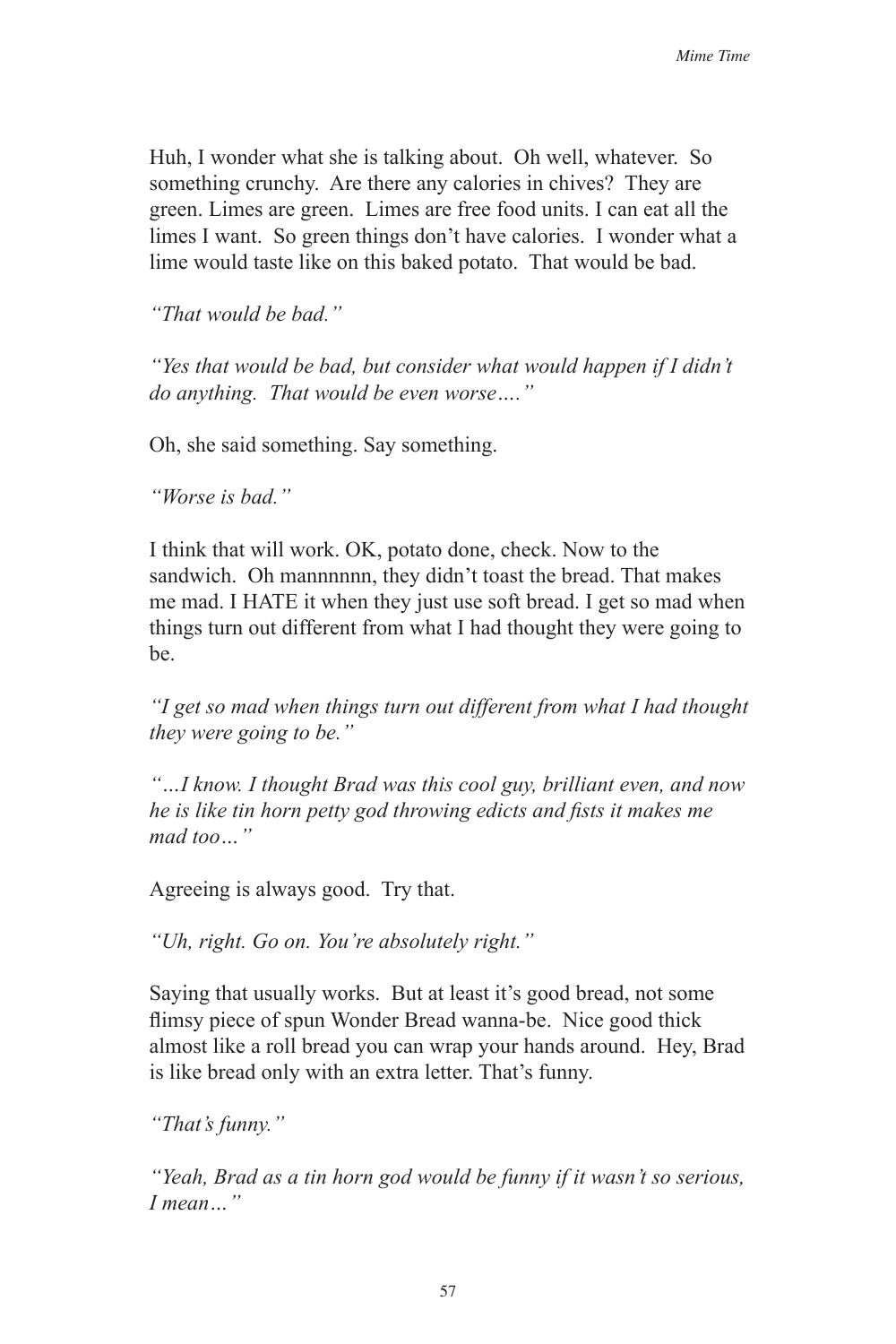Huh, I wonder what she is talking about. Oh well, whatever. So something crunchy. Are there any calories in chives? They are green. Limes are green. Limes are free food units. I can eat all the limes I want. So green things don't have calories. I wonder what a lime would taste like on this baked potato. That would be bad.

*"That would be bad."*

*"Yes that would be bad, but consider what would happen if I didn't do anything. That would be even worse…."*

Oh, she said something. Say something.

*"Worse is bad."*

I think that will work. OK, potato done, check. Now to the sandwich. Oh mannnnnn, they didn't toast the bread. That makes me mad. I HATE it when they just use soft bread. I get so mad when things turn out different from what I had thought they were going to be.

*"I get so mad when things turn out different from what I had thought they were going to be."*

*"…I know. I thought Brad was this cool guy, brilliant even, and now he is like tin horn petty god throwing edicts and fists it makes me mad too…"*

Agreeing is always good. Try that.

*"Uh, right. Go on. You're absolutely right."*

Saying that usually works. But at least it's good bread, not some flimsy piece of spun Wonder Bread wanna-be. Nice good thick almost like a roll bread you can wrap your hands around. Hey, Brad is like bread only with an extra letter. That's funny.

*"That's funny."*

*"Yeah, Brad as a tin horn god would be funny if it wasn't so serious, I mean…"*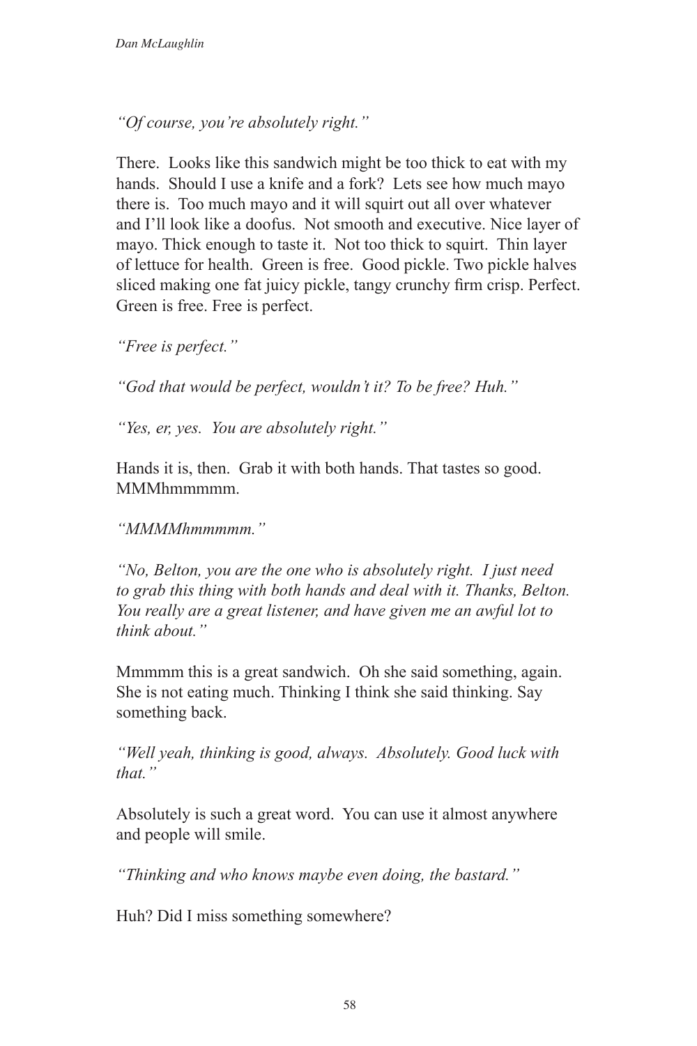*"Of course, you're absolutely right."*

There. Looks like this sandwich might be too thick to eat with my hands. Should I use a knife and a fork? Lets see how much mayo there is. Too much mayo and it will squirt out all over whatever and I'll look like a doofus. Not smooth and executive. Nice layer of mayo. Thick enough to taste it. Not too thick to squirt. Thin layer of lettuce for health. Green is free. Good pickle. Two pickle halves sliced making one fat juicy pickle, tangy crunchy firm crisp. Perfect. Green is free. Free is perfect.

*"Free is perfect."*

*"God that would be perfect, wouldn't it? To be free? Huh."*

*"Yes, er, yes. You are absolutely right."*

Hands it is, then. Grab it with both hands. That tastes so good. MMMhmmmmm.

*"MMMMhmmmmm."*

*"No, Belton, you are the one who is absolutely right. I just need to grab this thing with both hands and deal with it. Thanks, Belton. You really are a great listener, and have given me an awful lot to think about."*

Mmmmm this is a great sandwich. Oh she said something, again. She is not eating much. Thinking I think she said thinking. Say something back.

*"Well yeah, thinking is good, always. Absolutely. Good luck with that."*

Absolutely is such a great word. You can use it almost anywhere and people will smile.

*"Thinking and who knows maybe even doing, the bastard."*

Huh? Did I miss something somewhere?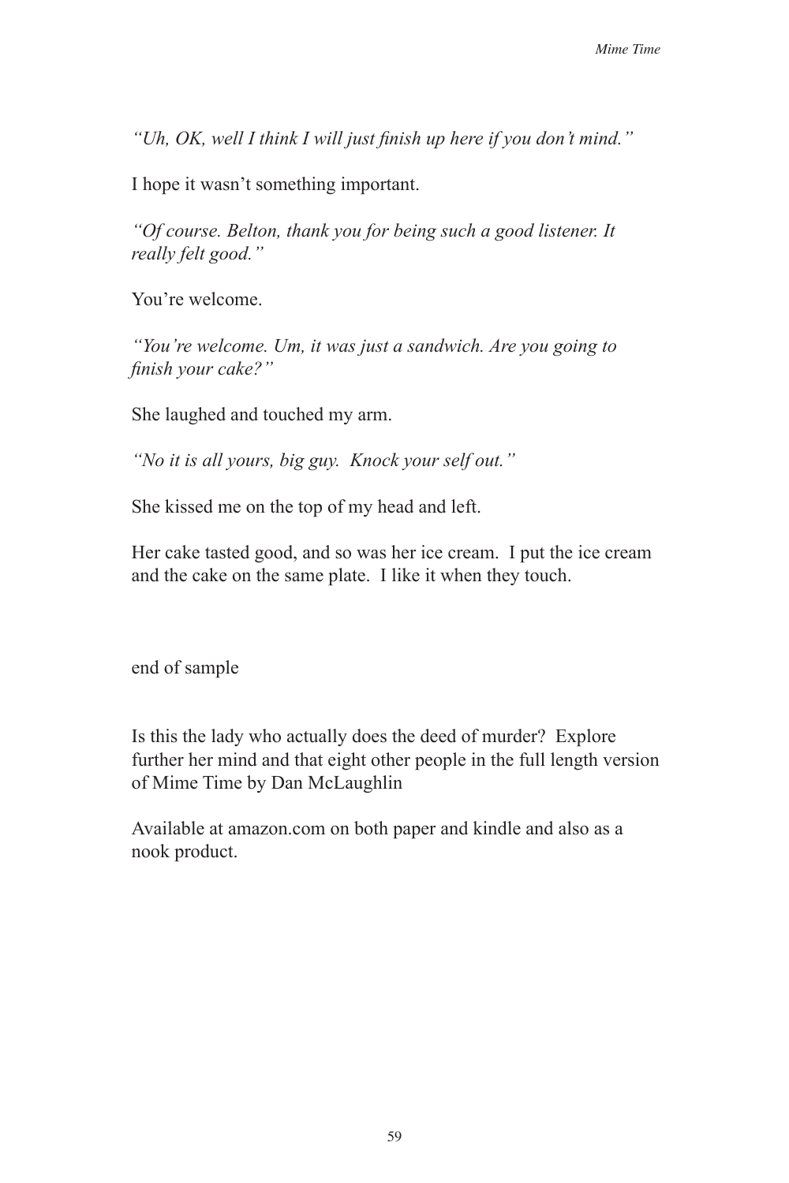*"Uh, OK, well I think I will just finish up here if you don't mind."*

I hope it wasn't something important.

*"Of course. Belton, thank you for being such a good listener. It really felt good."*

You're welcome.

*"You're welcome. Um, it was just a sandwich. Are you going to finish your cake?"*

She laughed and touched my arm.

*"No it is all yours, big guy.  Knock your self out."*

She kissed me on the top of my head and left.

Her cake tasted good, and so was her ice cream.  I put the ice cream and the cake on the same plate.  I like it when they touch.

end of sample

Is this the lady who actually does the deed of murder?  Explore further her mind and that eight other people in the full length version of Mime Time by Dan McLaughlin

Available at amazon.com on both paper and kindle and also as a nook product.